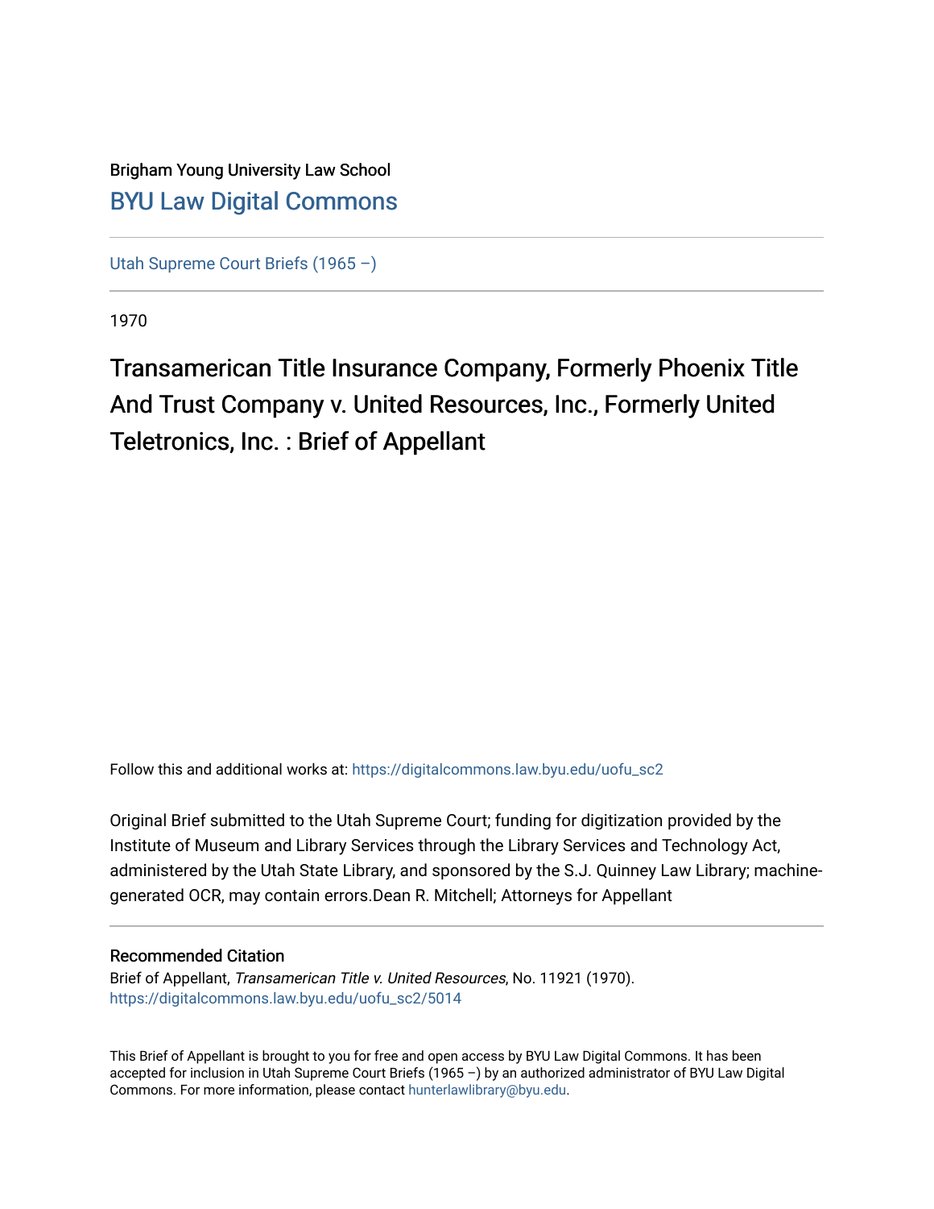Brigham Young University Law School
[BYU Law Digital Commons](https://digitalcommons.law.byu.edu)

---

[Utah Supreme Court Briefs (1965 –)](https://digitalcommons.law.byu.edu/uofu_sc2)

---

1970

# Transamerican Title Insurance Company, Formerly Phoenix Title And Trust Company v. United Resources, Inc., Formerly United Teletronics, Inc. : Brief of Appellant

Follow this and additional works at: https://digitalcommons.law.byu.edu/uofu_sc2

Original Brief submitted to the Utah Supreme Court; funding for digitization provided by the Institute of Museum and Library Services through the Library Services and Technology Act, administered by the Utah State Library, and sponsored by the S.J. Quinney Law Library; machine-generated OCR, may contain errors.Dean R. Mitchell; Attorneys for Appellant

---

## Recommended Citation

Brief of Appellant, *Transamerican Title v. United Resources*, No. 11921 (1970).
https://digitalcommons.law.byu.edu/uofu_sc2/5014

---

This Brief of Appellant is brought to you for free and open access by BYU Law Digital Commons. It has been accepted for inclusion in Utah Supreme Court Briefs (1965 –) by an authorized administrator of BYU Law Digital Commons. For more information, please contact hunterlawlibrary@byu.edu.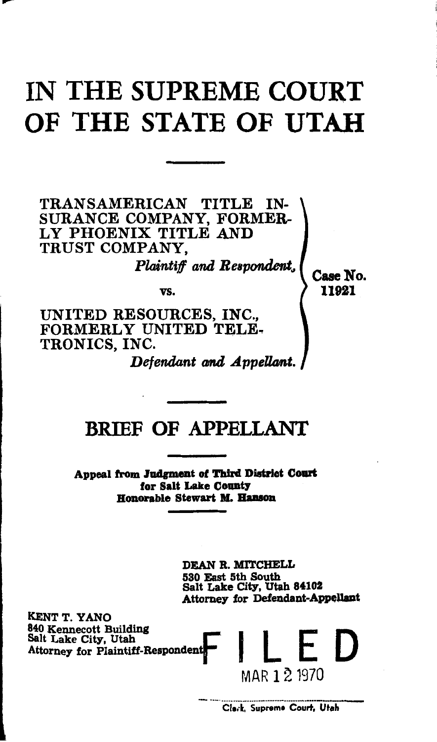# IN THE SUPREME COURT OF THE STATE OF UTAH

TRANSAMERICAN TITLE INSURANCE COMPANY, FORMERLY PHOENIX TITLE AND TRUST COMPANY,

*Plaintiff and Respondent,*

vs.

UNITED RESOURCES, INC., FORMERLY UNITED TELETRONICS, INC.

*Defendant and Appellant.*

Case No. 11921

## BRIEF OF APPELLANT

**Appeal from Judgment of Third District Court for Salt Lake County Honorable Stewart M. Hanson**

DEAN R. MITCHELL
530 East 5th South
Salt Lake City, Utah 84102
Attorney for Defendant-Appellant

KENT T. YANO
840 Kennecott Building
Salt Lake City, Utah
Attorney for Plaintiff-Respondent

FILED
MAR 12 1970

Clerk, Supreme Court, Utah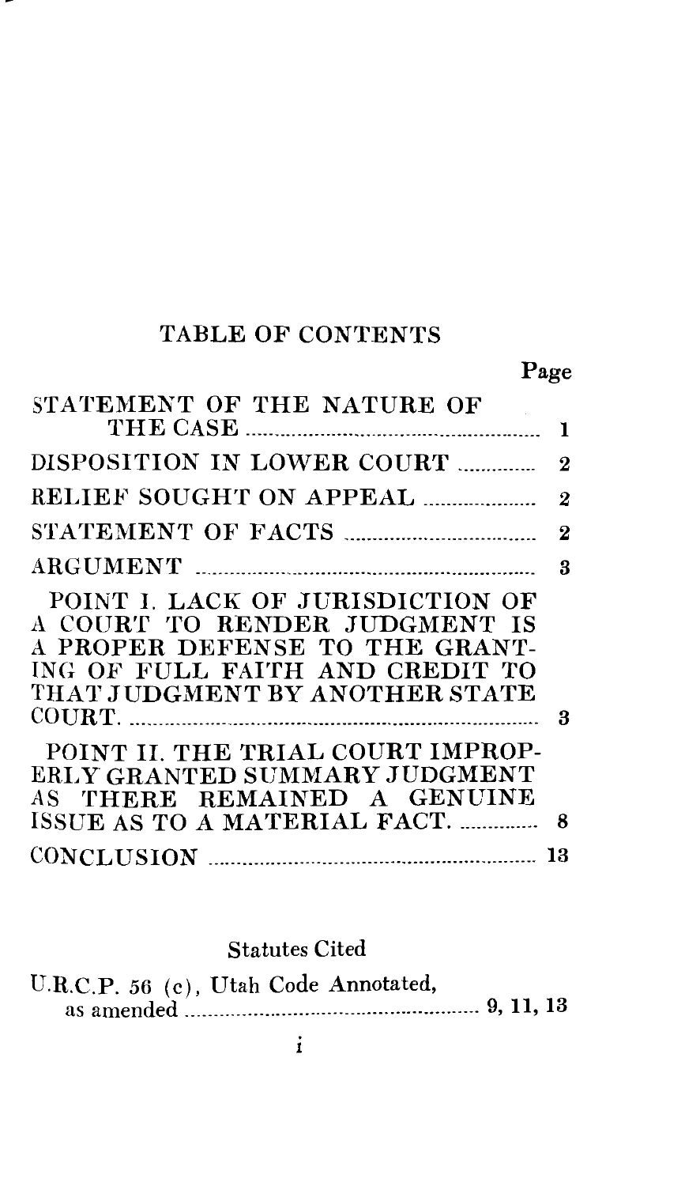# TABLE OF CONTENTS

| | Page |
|---|---|
| STATEMENT OF THE NATURE OF THE CASE | 1 |
| DISPOSITION IN LOWER COURT | 2 |
| RELIEF SOUGHT ON APPEAL | 2 |
| STATEMENT OF FACTS | 2 |
| ARGUMENT | 3 |
| POINT I. LACK OF JURISDICTION OF A COURT TO RENDER JUDGMENT IS A PROPER DEFENSE TO THE GRANTING OF FULL FAITH AND CREDIT TO THAT JUDGMENT BY ANOTHER STATE COURT. | 3 |
| POINT II. THE TRIAL COURT IMPROPERLY GRANTED SUMMARY JUDGMENT AS THERE REMAINED A GENUINE ISSUE AS TO A MATERIAL FACT. | 8 |
| CONCLUSION | 13 |

## Statutes Cited

| | |
|---|---|
| U.R.C.P. 56 (c), Utah Code Annotated, as amended | 9, 11, 13 |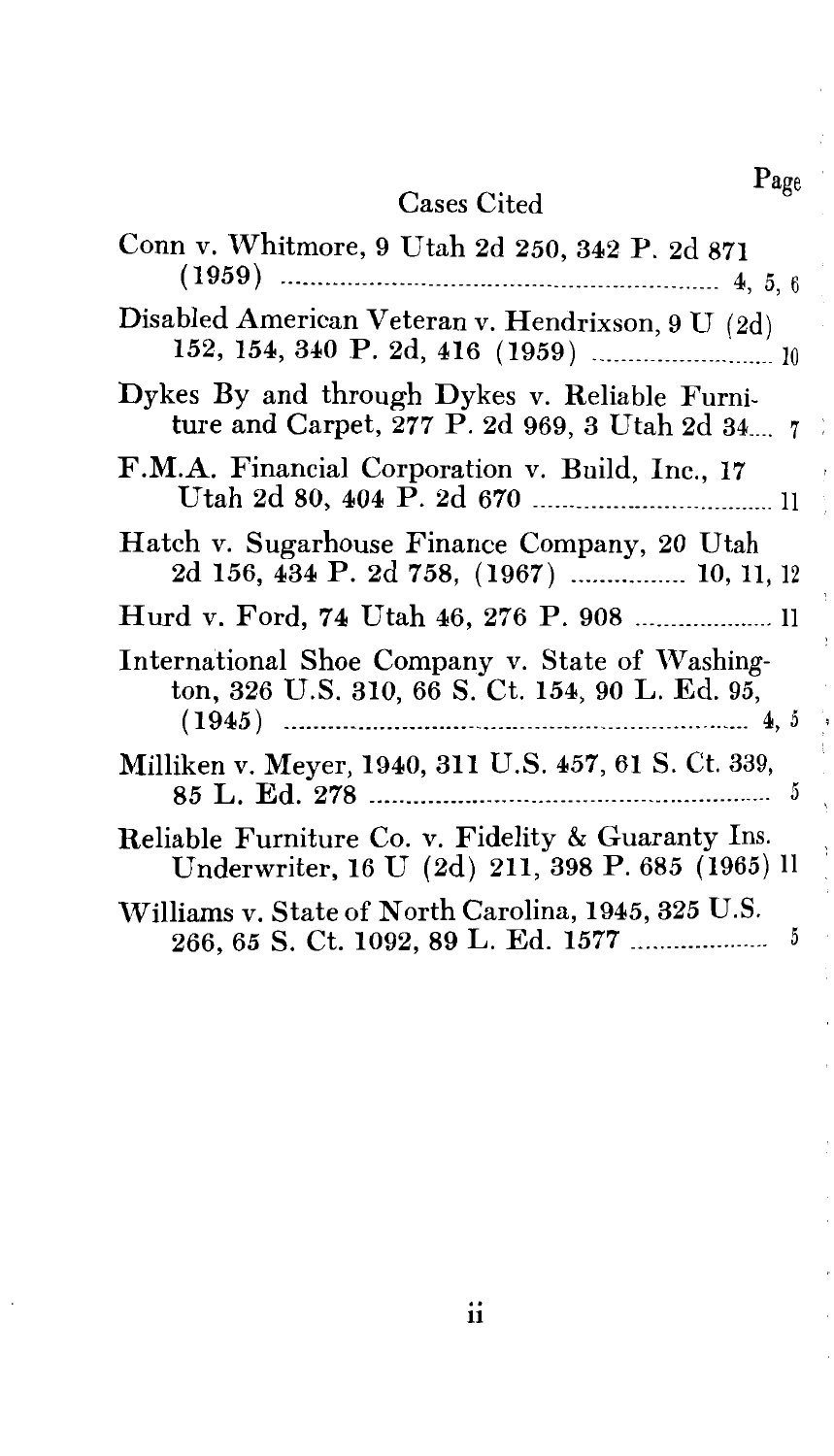## Cases Cited

Page

Conn v. Whitmore, 9 Utah 2d 250, 342 P. 2d 871 (1959) .............................................. 4, 5, 6

Disabled American Veteran v. Hendrixson, 9 U (2d) 152, 154, 340 P. 2d, 416 (1959) .............................. 10

Dykes By and through Dykes v. Reliable Furniture and Carpet, 277 P. 2d 969, 3 Utah 2d 34.... 7

F.M.A. Financial Corporation v. Build, Inc., 17 Utah 2d 80, 404 P. 2d 670 ...................................... 11

Hatch v. Sugarhouse Finance Company, 20 Utah 2d 156, 434 P. 2d 758, (1967) ................ 10, 11, 12

Hurd v. Ford, 74 Utah 46, 276 P. 908 ..................... 11

International Shoe Company v. State of Washington, 326 U.S. 310, 66 S. Ct. 154, 90 L. Ed. 95, (1945) .............................................................. 4, 5

Milliken v. Meyer, 1940, 311 U.S. 457, 61 S. Ct. 339, 85 L. Ed. 278 ............................................................ 5

Reliable Furniture Co. v. Fidelity & Guaranty Ins. Underwriter, 16 U (2d) 211, 398 P. 685 (1965) 11

Williams v. State of North Carolina, 1945, 325 U.S. 266, 65 S. Ct. 1092, 89 L. Ed. 1577 ..................... 5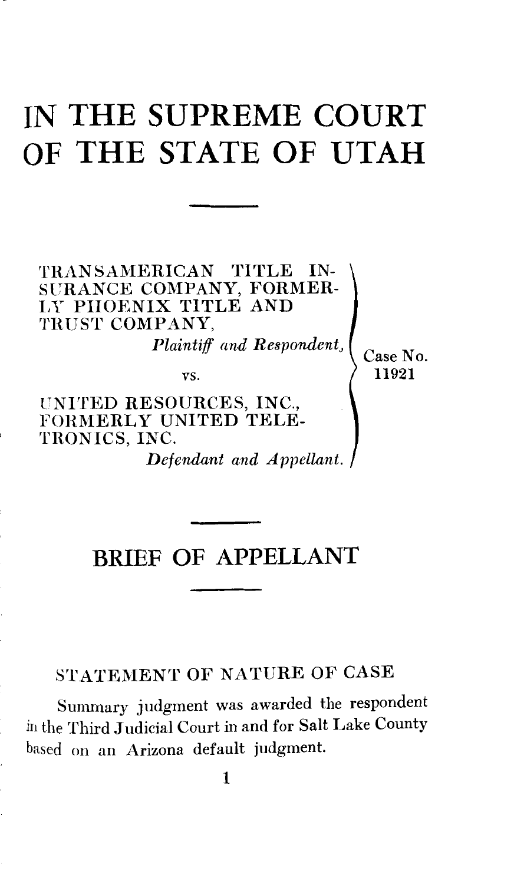# IN THE SUPREME COURT OF THE STATE OF UTAH

TRANSAMERICAN TITLE INSURANCE COMPANY, FORMERLY PHOENIX TITLE AND TRUST COMPANY,
*Plaintiff and Respondent,*

vs.

UNITED RESOURCES, INC., FORMERLY UNITED TELETRONICS, INC.
*Defendant and Appellant.*

Case No. 11921

## BRIEF OF APPELLANT

### STATEMENT OF NATURE OF CASE

Summary judgment was awarded the respondent in the Third Judicial Court in and for Salt Lake County based on an Arizona default judgment.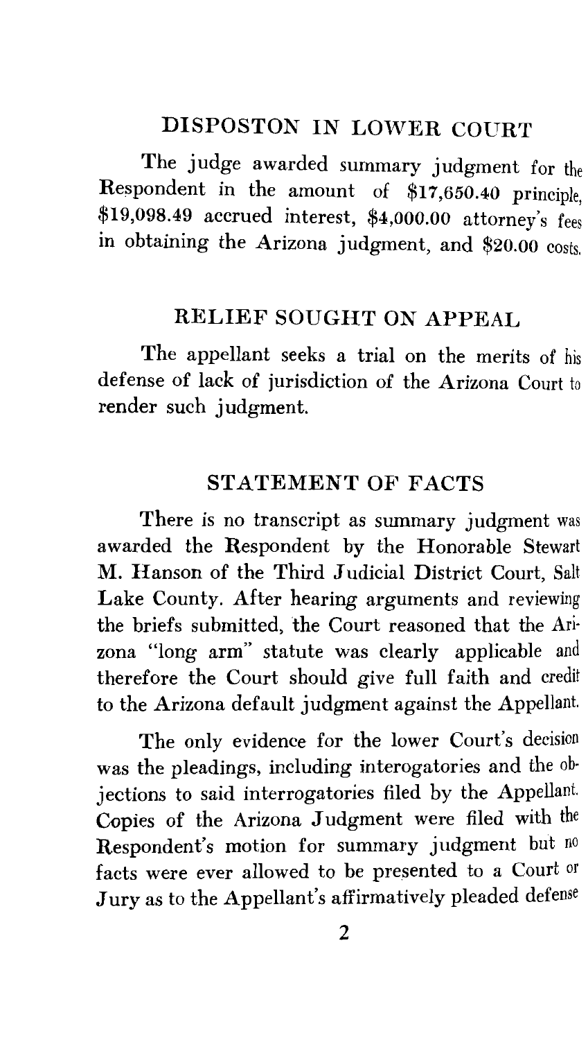## DISPOSTON IN LOWER COURT

The judge awarded summary judgment for the Respondent in the amount of $17,650.40 principle, $19,098.49 accrued interest, $4,000.00 attorney's fees in obtaining the Arizona judgment, and $20.00 costs.

## RELIEF SOUGHT ON APPEAL

The appellant seeks a trial on the merits of his defense of lack of jurisdiction of the Arizona Court to render such judgment.

## STATEMENT OF FACTS

There is no transcript as summary judgment was awarded the Respondent by the Honorable Stewart M. Hanson of the Third Judicial District Court, Salt Lake County. After hearing arguments and reviewing the briefs submitted, the Court reasoned that the Arizona "long arm" statute was clearly applicable and therefore the Court should give full faith and credit to the Arizona default judgment against the Appellant.

The only evidence for the lower Court's decision was the pleadings, including interogatories and the objections to said interrogatories filed by the Appellant. Copies of the Arizona Judgment were filed with the Respondent's motion for summary judgment but no facts were ever allowed to be presented to a Court or Jury as to the Appellant's affirmatively pleaded defense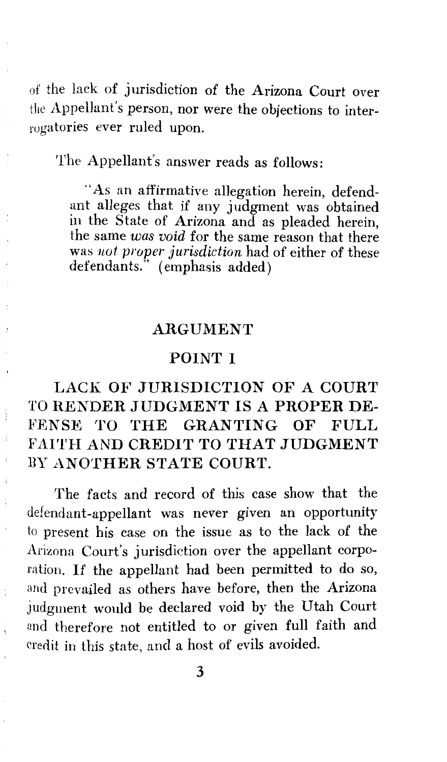of the lack of jurisdiction of the Arizona Court over the Appellant's person, nor were the objections to interrogatories ever ruled upon.

The Appellant's answer reads as follows:

> "As an affirmative allegation herein, defendant alleges that if any judgment was obtained in the State of Arizona and as pleaded herein, the same *was void* for the same reason that there was *not proper jurisdiction* had of either of these defendants." (emphasis added)

## ARGUMENT

### POINT I

### LACK OF JURISDICTION OF A COURT TO RENDER JUDGMENT IS A PROPER DEFENSE TO THE GRANTING OF FULL FAITH AND CREDIT TO THAT JUDGMENT BY ANOTHER STATE COURT.

The facts and record of this case show that the defendant-appellant was never given an opportunity to present his case on the issue as to the lack of the Arizona Court's jurisdiction over the appellant corporation. If the appellant had been permitted to do so, and prevailed as others have before, then the Arizona judgment would be declared void by the Utah Court and therefore not entitled to or given full faith and credit in this state, and a host of evils avoided.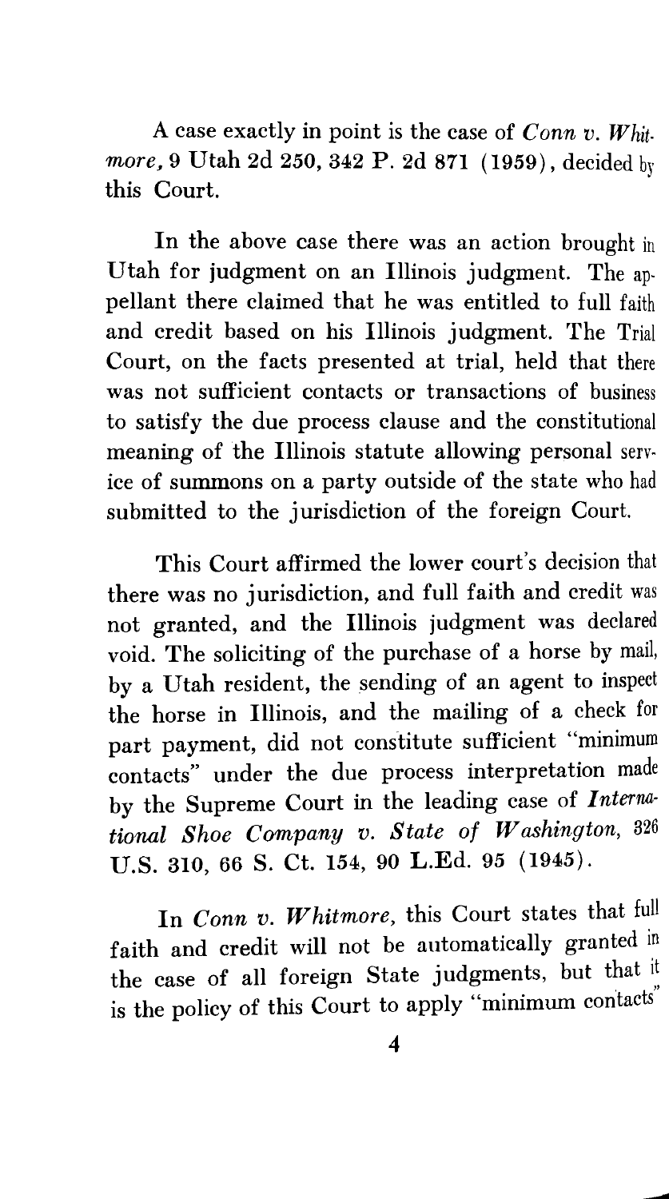A case exactly in point is the case of *Conn v. Whitmore*, 9 Utah 2d 250, 342 P. 2d 871 (1959), decided by this Court.

In the above case there was an action brought in Utah for judgment on an Illinois judgment. The appellant there claimed that he was entitled to full faith and credit based on his Illinois judgment. The Trial Court, on the facts presented at trial, held that there was not sufficient contacts or transactions of business to satisfy the due process clause and the constitutional meaning of the Illinois statute allowing personal service of summons on a party outside of the state who had submitted to the jurisdiction of the foreign Court.

This Court affirmed the lower court's decision that there was no jurisdiction, and full faith and credit was not granted, and the Illinois judgment was declared void. The soliciting of the purchase of a horse by mail, by a Utah resident, the sending of an agent to inspect the horse in Illinois, and the mailing of a check for part payment, did not constitute sufficient "minimum contacts" under the due process interpretation made by the Supreme Court in the leading case of ***International Shoe Company v. State of Washington***, 326 U.S. 310, 66 S. Ct. 154, 90 L.Ed. 95 (1945).

In *Conn v. Whitmore*, this Court states that full faith and credit will not be automatically granted in the case of all foreign State judgments, but that it is the policy of this Court to apply "minimum contacts"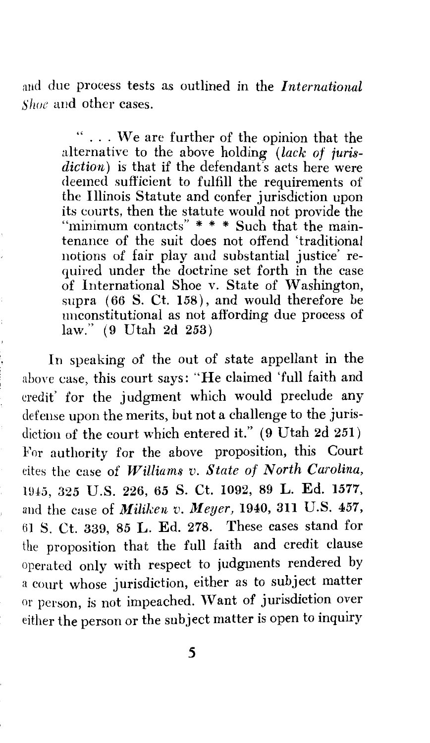and due process tests as outlined in the *International Shoe* and other cases.

> " . . . We are further of the opinion that the alternative to the above holding (*lack of jurisdiction*) is that if the defendant's acts here were deemed sufficient to fulfill the requirements of the Illinois Statute and confer jurisdiction upon its courts, then the statute would not provide the "minimum contacts" * * * Such that the maintenance of the suit does not offend 'traditional notions of fair play and substantial justice' required under the doctrine set forth in the case of International Shoe v. State of Washington, supra (66 S. Ct. 158), and would therefore be unconstitutional as not affording due process of law." (9 Utah 2d 253)

In speaking of the out of state appellant in the above case, this court says: "He claimed 'full faith and credit' for the judgment which would preclude any defense upon the merits, but not a challenge to the jurisdiction of the court which entered it." (9 Utah 2d 251) For authority for the above proposition, this Court cites the case of *Williams v. State of North Carolina*, 1945, 325 U.S. 226, 65 S. Ct. 1092, 89 L. Ed. 1577, and the case of *Miliken v. Meyer*, 1940, 311 U.S. 457, 61 S. Ct. 339, 85 L. Ed. 278. These cases stand for the proposition that the full faith and credit clause operated only with respect to judgments rendered by a court whose jurisdiction, either as to subject matter or person, is not impeached. Want of jurisdiction over either the person or the subject matter is open to inquiry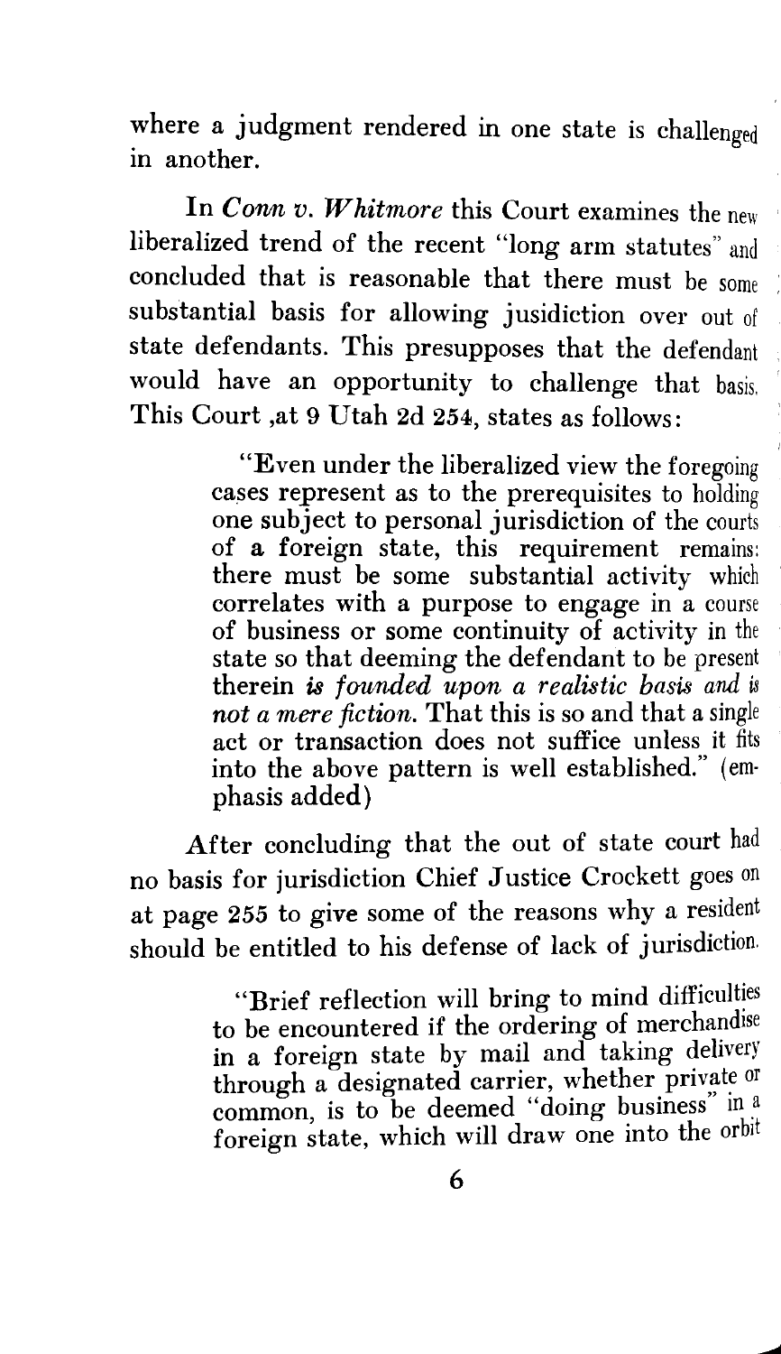where a judgment rendered in one state is challenged in another.

In *Conn v. Whitmore* this Court examines the new liberalized trend of the recent "long arm statutes" and concluded that is reasonable that there must be some substantial basis for allowing jusidiction over out of state defendants. This presupposes that the defendant would have an opportunity to challenge that basis. This Court ,at 9 Utah 2d 254, states as follows:

> "Even under the liberalized view the foregoing cases represent as to the prerequisites to holding one subject to personal jurisdiction of the courts of a foreign state, this requirement remains: there must be some substantial activity which correlates with a purpose to engage in a course of business or some continuity of activity in the state so that deeming the defendant to be present therein *is founded upon a realistic basis and is not a mere fiction.* That this is so and that a single act or transaction does not suffice unless it fits into the above pattern is well established." (emphasis added)

After concluding that the out of state court had no basis for jurisdiction Chief Justice Crockett goes on at page 255 to give some of the reasons why a resident should be entitled to his defense of lack of jurisdiction.

> "Brief reflection will bring to mind difficulties to be encountered if the ordering of merchandise in a foreign state by mail and taking delivery through a designated carrier, whether private or common, is to be deemed "doing business" in a foreign state, which will draw one into the orbit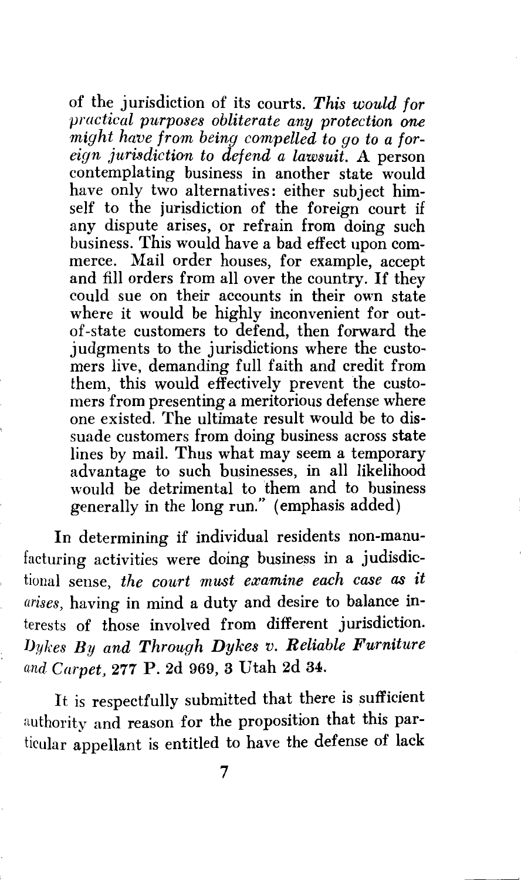of the jurisdiction of its courts. ***This would for practical purposes obliterate any protection one might have from being compelled to go to a foreign jurisdiction to defend a lawsuit.*** A person contemplating business in another state would have only two alternatives: either subject himself to the jurisdiction of the foreign court if any dispute arises, or refrain from doing such business. This would have a bad effect upon commerce. Mail order houses, for example, accept and fill orders from all over the country. If they could sue on their accounts in their own state where it would be highly inconvenient for out-of-state customers to defend, then forward the judgments to the jurisdictions where the customers live, demanding full faith and credit from them, this would effectively prevent the customers from presenting a meritorious defense where one existed. The ultimate result would be to dissuade customers from doing business across state lines by mail. Thus what may seem a temporary advantage to such businesses, in all likelihood would be detrimental to them and to business generally in the long run." (emphasis added)

In determining if individual residents non-manufacturing activities were doing business in a judisdictional sense, *the court must examine each case as it arises,* having in mind a duty and desire to balance interests of those involved from different jurisdiction. ***Dykes By and Through Dykes v. Reliable Furniture and Carpet,*** 277 P. 2d 969, 3 Utah 2d 34.

It is respectfully submitted that there is sufficient authority and reason for the proposition that this particular appellant is entitled to have the defense of lack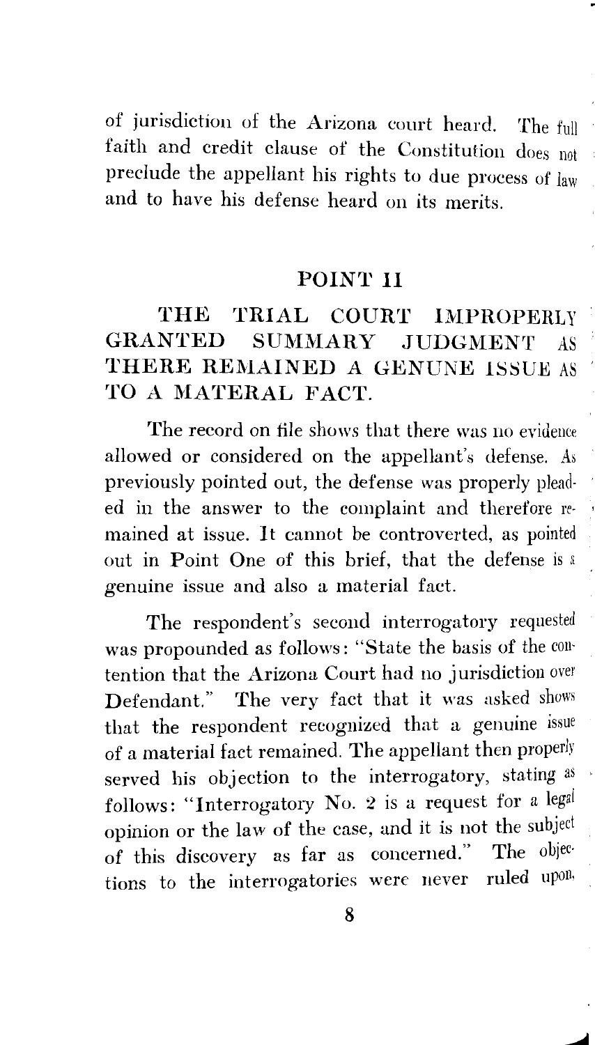of jurisdiction of the Arizona court heard. The full faith and credit clause of the Constitution does not preclude the appellant his rights to due process of law and to have his defense heard on its merits.

## POINT II

## THE TRIAL COURT IMPROPERLY GRANTED SUMMARY JUDGMENT AS THERE REMAINED A GENUNE ISSUE AS TO A MATERAL FACT.

The record on file shows that there was no evidence allowed or considered on the appellant's defense. As previously pointed out, the defense was properly pleaded in the answer to the complaint and therefore remained at issue. It cannot be controverted, as pointed out in Point One of this brief, that the defense is a genuine issue and also a material fact.

The respondent's second interrogatory requested was propounded as follows: "State the basis of the contention that the Arizona Court had no jurisdiction over Defendant." The very fact that it was asked shows that the respondent recognized that a genuine issue of a material fact remained. The appellant then properly served his objection to the interrogatory, stating as follows: "Interrogatory No. 2 is a request for a legal opinion or the law of the case, and it is not the subject of this discovery as far as concerned." The objections to the interrogatories were never ruled upon,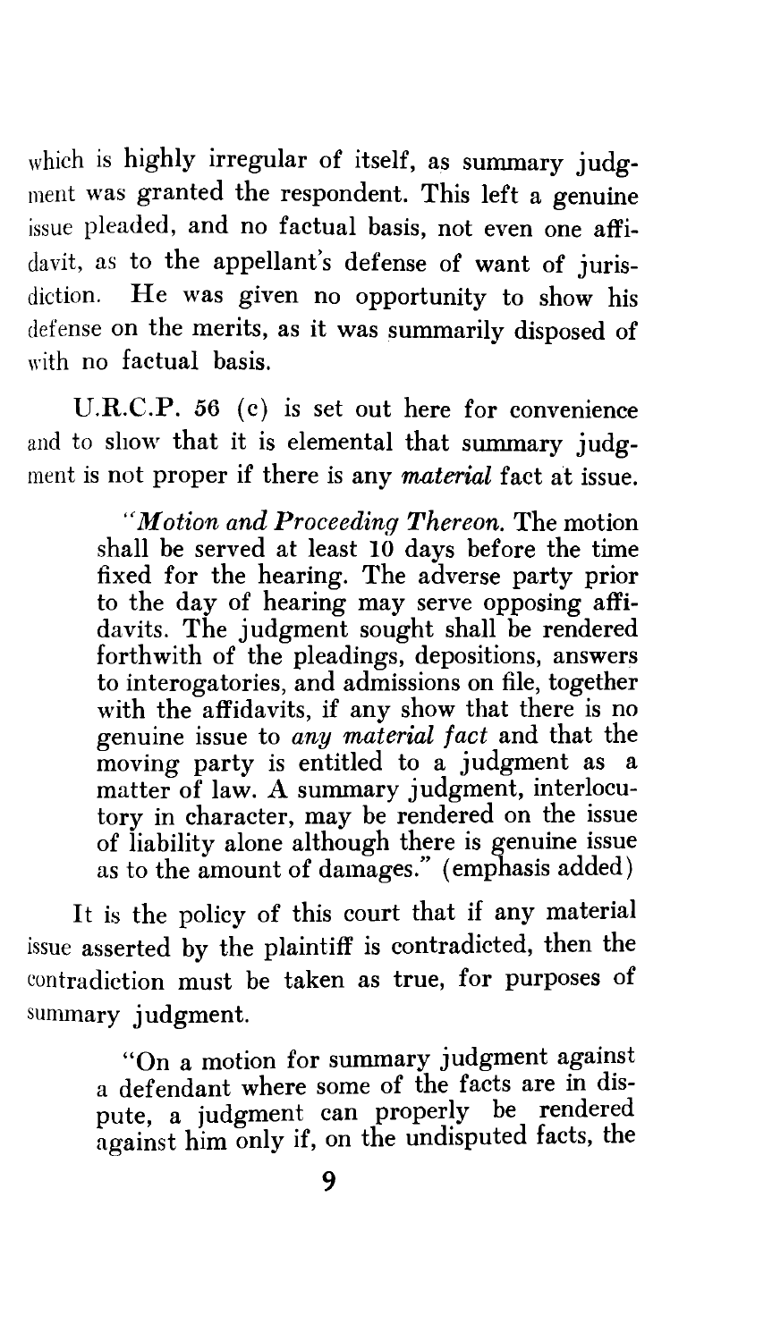which is highly irregular of itself, as summary judgment was granted the respondent. This left a genuine issue pleaded, and no factual basis, not even one affidavit, as to the appellant's defense of want of jurisdiction. He was given no opportunity to show his defense on the merits, as it was summarily disposed of with no factual basis.

U.R.C.P. 56 (c) is set out here for convenience and to show that it is elemental that summary judgment is not proper if there is any *material* fact at issue.

> "*Motion and Proceeding Thereon.* The motion shall be served at least 10 days before the time fixed for the hearing. The adverse party prior to the day of hearing may serve opposing affidavits. The judgment sought shall be rendered forthwith of the pleadings, depositions, answers to interogatories, and admissions on file, together with the affidavits, if any show that there is no genuine issue to *any material fact* and that the moving party is entitled to a judgment as a matter of law. A summary judgment, interlocutory in character, may be rendered on the issue of liability alone although there is genuine issue as to the amount of damages." (emphasis added)

It is the policy of this court that if any material issue asserted by the plaintiff is contradicted, then the contradiction must be taken as true, for purposes of summary judgment.

> "On a motion for summary judgment against a defendant where some of the facts are in dispute, a judgment can properly be rendered against him only if, on the undisputed facts, the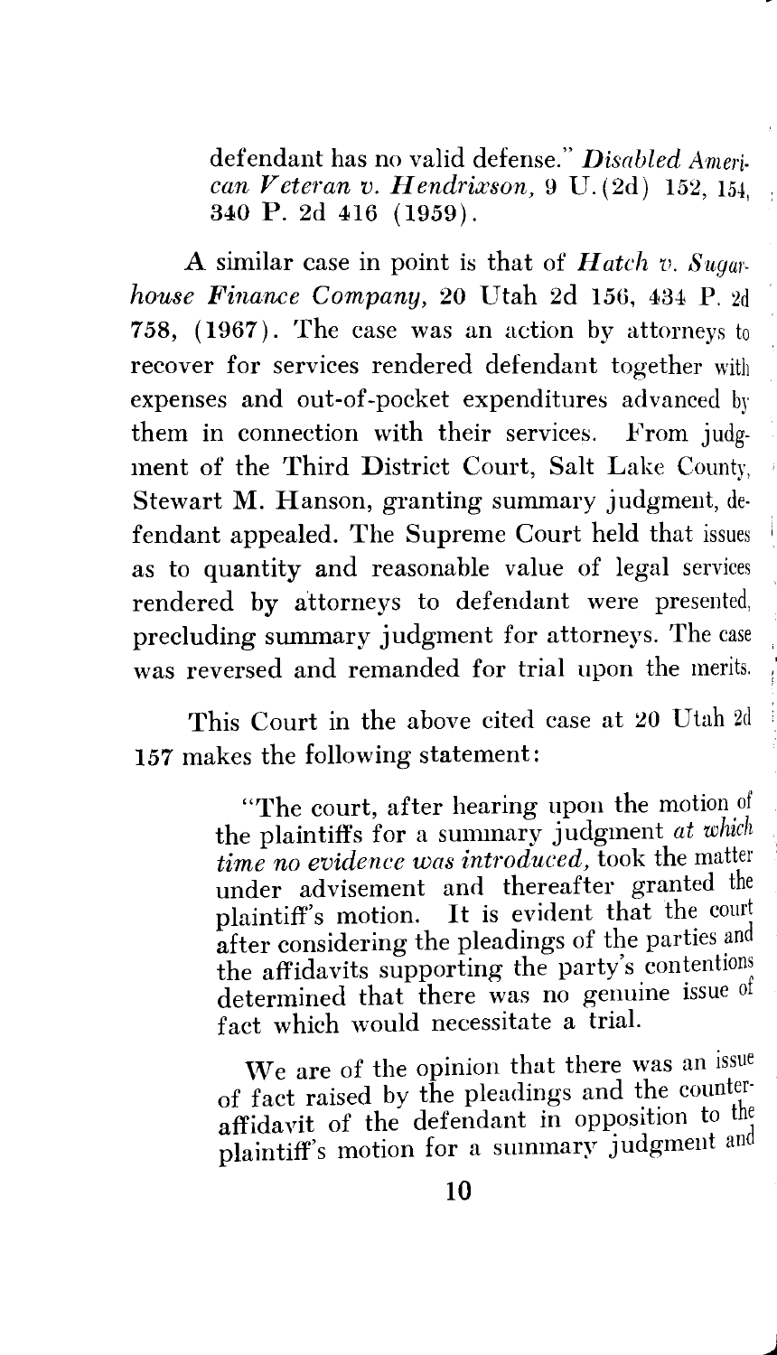defendant has no valid defense." *Disabled American Veteran v. Hendrixson*, 9 U.(2d) 152, 154, 340 P. 2d 416 (1959).

A similar case in point is that of *Hatch v. Sugarhouse Finance Company*, 20 Utah 2d 156, 434 P. 2d 758, (1967). The case was an action by attorneys to recover for services rendered defendant together with expenses and out-of-pocket expenditures advanced by them in connection with their services. From judgment of the Third District Court, Salt Lake County, Stewart M. Hanson, granting summary judgment, defendant appealed. The Supreme Court held that issues as to quantity and reasonable value of legal services rendered by attorneys to defendant were presented, precluding summary judgment for attorneys. The case was reversed and remanded for trial upon the merits.

This Court in the above cited case at 20 Utah 2d 157 makes the following statement:

> "The court, after hearing upon the motion of the plaintiffs for a summary judgment *at which time no evidence was introduced*, took the matter under advisement and thereafter granted the plaintiff's motion. It is evident that the court after considering the pleadings of the parties and the affidavits supporting the party's contentions determined that there was no genuine issue of fact which would necessitate a trial.
>
> We are of the opinion that there was an issue of fact raised by the pleadings and the counter-affidavit of the defendant in opposition to the plaintiff's motion for a summary judgment and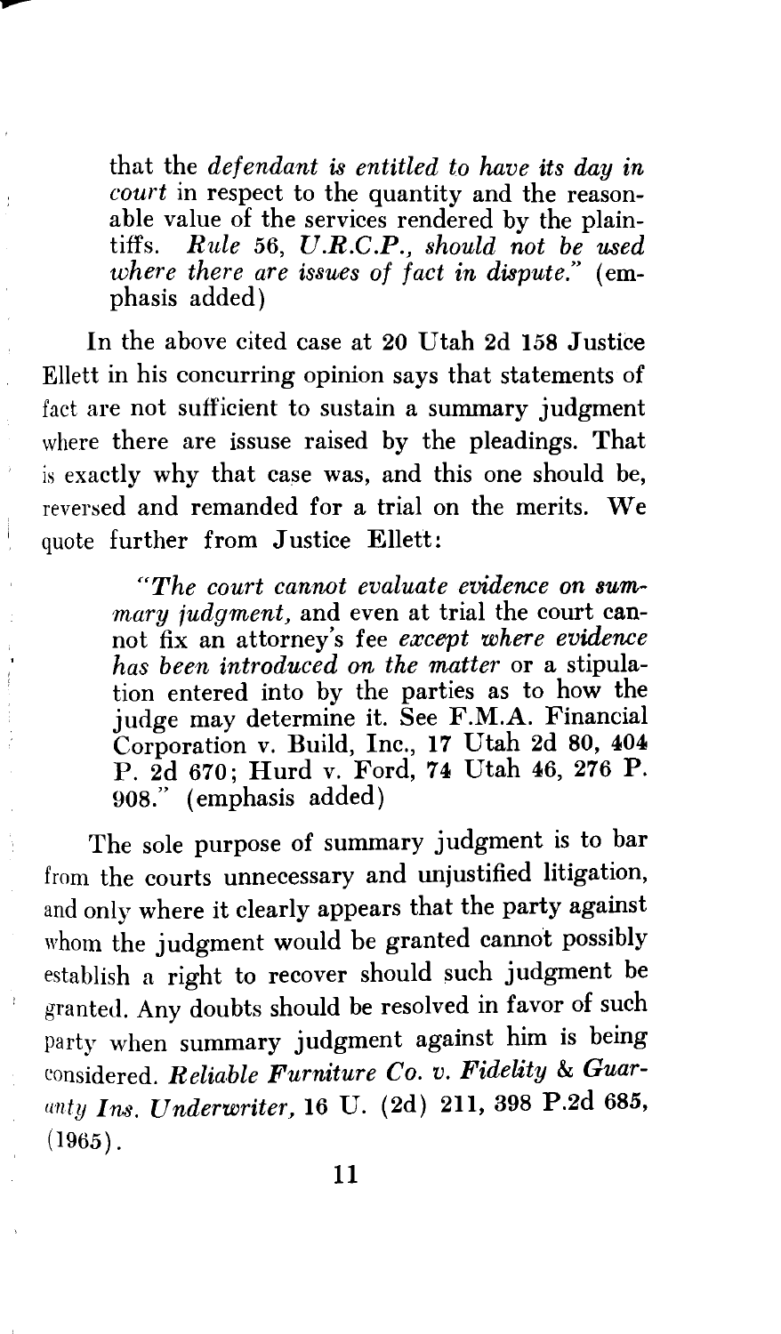> that the *defendant is entitled to have its day in court* in respect to the quantity and the reasonable value of the services rendered by the plaintiffs. *Rule 56, U.R.C.P., should not be used where there are issues of fact in dispute.*" (emphasis added)

In the above cited case at 20 Utah 2d 158 Justice Ellett in his concurring opinion says that statements of fact are not sufficient to sustain a summary judgment where there are issuse raised by the pleadings. That is exactly why that case was, and this one should be, reversed and remanded for a trial on the merits. We quote further from Justice Ellett:

> "*The court cannot evaluate evidence on summary judgment,* and even at trial the court cannot fix an attorney's fee *except where evidence has been introduced on the matter* or a stipulation entered into by the parties as to how the judge may determine it. See F.M.A. Financial Corporation v. Build, Inc., 17 Utah 2d 80, 404 P. 2d 670; Hurd v. Ford, 74 Utah 46, 276 P. 908." (emphasis added)

The sole purpose of summary judgment is to bar from the courts unnecessary and unjustified litigation, and only where it clearly appears that the party against whom the judgment would be granted cannot possibly establish a right to recover should such judgment be granted. Any doubts should be resolved in favor of such party when summary judgment against him is being considered. *Reliable Furniture Co. v. Fidelity & Guaranty Ins. Underwriter,* 16 U. (2d) 211, 398 P.2d 685, (1965).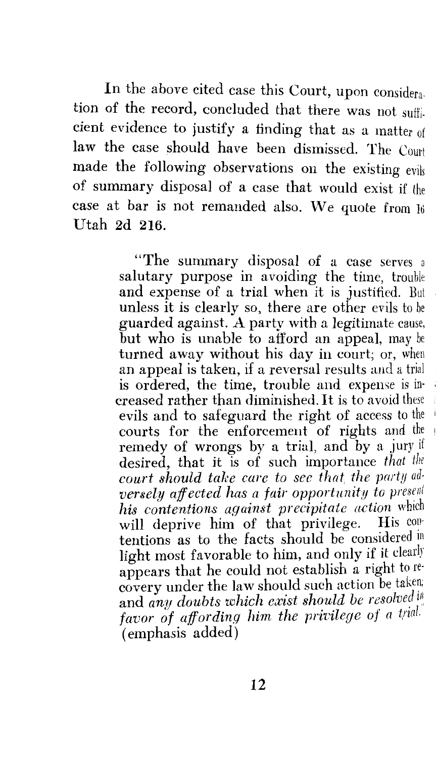In the above cited case this Court, upon consideration of the record, concluded that there was not sufficient evidence to justify a finding that as a matter of law the case should have been dismissed. The Court made the following observations on the existing evils of summary disposal of a case that would exist if the case at bar is not remanded also. We quote from 16 Utah 2d 216.

> "The summary disposal of a case serves a salutary purpose in avoiding the time, trouble and expense of a trial when it is justified. But unless it is clearly so, there are other evils to be guarded against. A party with a legitimate cause, but who is unable to afford an appeal, may be turned away without his day in court; or, when an appeal is taken, if a reversal results and a trial is ordered, the time, trouble and expense is increased rather than diminished. It is to avoid these evils and to safeguard the right of access to the courts for the enforcement of rights and the remedy of wrongs by a trial, and by a jury if desired, that it is of such importance *that the court should take care to see that the party adversely affected has a fair opportunity to present his contentions against precipitate action* which will deprive him of that privilege. His contentions as to the facts should be considered in light most favorable to him, and only if it clearly appears that he could not establish a right to recovery under the law should such action be taken; and *any doubts which exist should be resolved in favor of affording him the privilege of a trial.*" (emphasis added)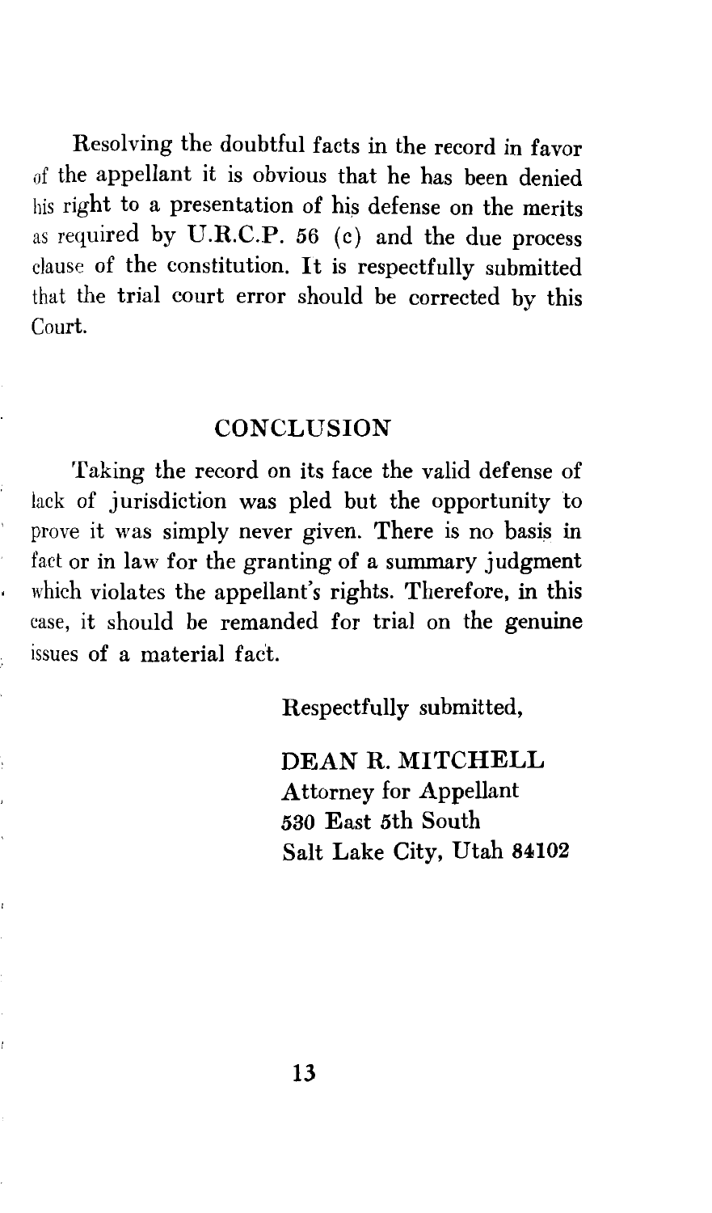Resolving the doubtful facts in the record in favor of the appellant it is obvious that he has been denied his right to a presentation of his defense on the merits as required by U.R.C.P. 56 (c) and the due process clause of the constitution. It is respectfully submitted that the trial court error should be corrected by this Court.

## CONCLUSION

Taking the record on its face the valid defense of lack of jurisdiction was pled but the opportunity to prove it was simply never given. There is no basis in fact or in law for the granting of a summary judgment which violates the appellant's rights. Therefore, in this case, it should be remanded for trial on the genuine issues of a material fact.

Respectfully submitted,

DEAN R. MITCHELL
Attorney for Appellant
530 East 5th South
Salt Lake City, Utah 84102